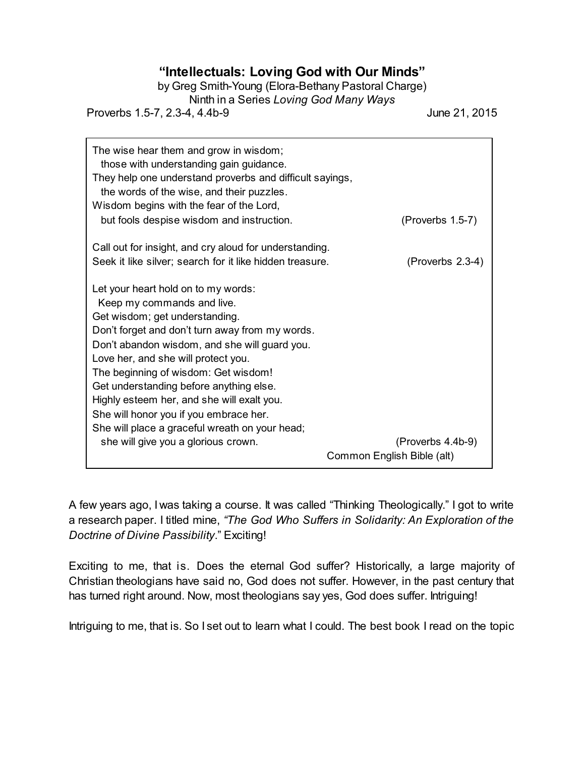# "Intellectuals: Loving God with Our Minds"

by Greg Smith-Young (Elora-Bethany Pastoral Charge)
Ninth in a Series *Loving God Many Ways*

Proverbs 1.5-7, 2.3-4, 4.4b-9 June 21, 2015

> The wise hear them and grow in wisdom;
>   those with understanding gain guidance.
> They help one understand proverbs and difficult sayings,
>   the words of the wise, and their puzzles.
> Wisdom begins with the fear of the Lord,
>   but fools despise wisdom and instruction. (Proverbs 1.5-7)
>
> Call out for insight, and cry aloud for understanding.
> Seek it like silver; search for it like hidden treasure. (Proverbs 2.3-4)
>
> Let your heart hold on to my words:
>   Keep my commands and live.
> Get wisdom; get understanding.
> Don't forget and don't turn away from my words.
> Don't abandon wisdom, and she will guard you.
> Love her, and she will protect you.
> The beginning of wisdom: Get wisdom!
> Get understanding before anything else.
> Highly esteem her, and she will exalt you.
> She will honor you if you embrace her.
> She will place a graceful wreath on your head;
>   she will give you a glorious crown. (Proverbs 4.4b-9)
>
> Common English Bible (alt)

A few years ago, I was taking a course. It was called "Thinking Theologically." I got to write a research paper. I titled mine, *"The God Who Suffers in Solidarity: An Exploration of the Doctrine of Divine Passibility*." Exciting!

Exciting to me, that is. Does the eternal God suffer? Historically, a large majority of Christian theologians have said no, God does not suffer. However, in the past century that has turned right around. Now, most theologians say yes, God does suffer. Intriguing!

Intriguing to me, that is. So I set out to learn what I could. The best book I read on the topic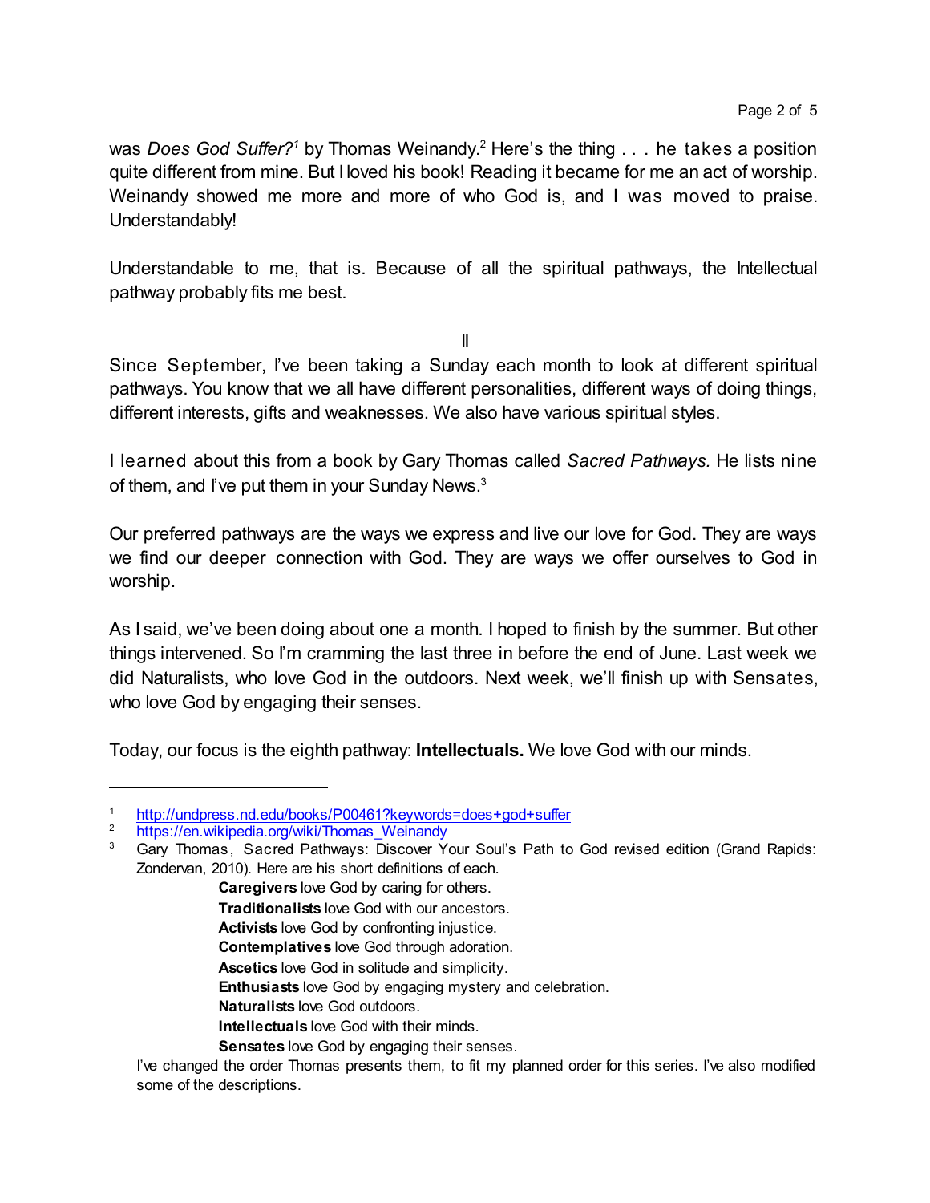was *Does God Suffer?*[1] by Thomas Weinandy.[2] Here's the thing . . . he takes a position quite different from mine. But I loved his book! Reading it became for me an act of worship. Weinandy showed me more and more of who God is, and I was moved to praise. Understandably!

Understandable to me, that is. Because of all the spiritual pathways, the Intellectual pathway probably fits me best.

II

Since September, I've been taking a Sunday each month to look at different spiritual pathways. You know that we all have different personalities, different ways of doing things, different interests, gifts and weaknesses. We also have various spiritual styles.

I learned about this from a book by Gary Thomas called *Sacred Pathways.* He lists nine of them, and I've put them in your Sunday News.[3]

Our preferred pathways are the ways we express and live our love for God. They are ways we find our deeper connection with God. They are ways we offer ourselves to God in worship.

As I said, we've been doing about one a month. I hoped to finish by the summer. But other things intervened. So I'm cramming the last three in before the end of June. Last week we did Naturalists, who love God in the outdoors. Next week, we'll finish up with Sensates, who love God by engaging their senses.

Today, our focus is the eighth pathway: **Intellectuals.** We love God with our minds.

---

[1] http://undpress.nd.edu/books/P00461?keywords=does+god+suffer

[2] https://en.wikipedia.org/wiki/Thomas_Weinandy

[3] Gary Thomas, Sacred Pathways: Discover Your Soul's Path to God revised edition (Grand Rapids: Zondervan, 2010). Here are his short definitions of each.

> **Caregivers** love God by caring for others.
> **Traditionalists** love God with our ancestors.
> **Activists** love God by confronting injustice.
> **Contemplatives** love God through adoration.
> **Ascetics** love God in solitude and simplicity.
> **Enthusiasts** love God by engaging mystery and celebration.
> **Naturalists** love God outdoors.
> **Intellectuals** love God with their minds.
> **Sensates** love God by engaging their senses.

I've changed the order Thomas presents them, to fit my planned order for this series. I've also modified some of the descriptions.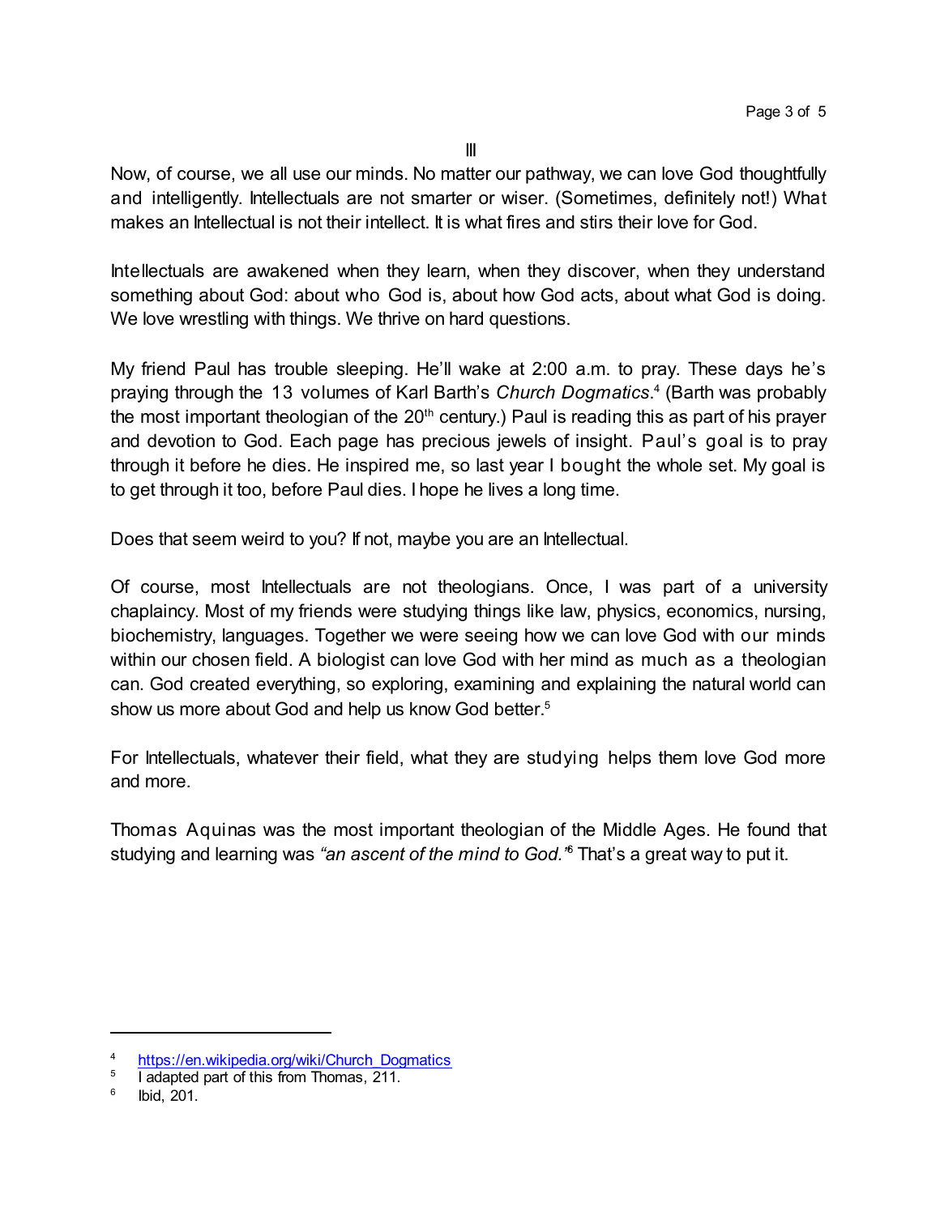III

Now, of course, we all use our minds. No matter our pathway, we can love God thoughtfully and intelligently. Intellectuals are not smarter or wiser. (Sometimes, definitely not!) What makes an Intellectual is not their intellect. It is what fires and stirs their love for God.

Intellectuals are awakened when they learn, when they discover, when they understand something about God: about who God is, about how God acts, about what God is doing. We love wrestling with things. We thrive on hard questions.

My friend Paul has trouble sleeping. He'll wake at 2:00 a.m. to pray. These days he's praying through the 13 volumes of Karl Barth's *Church Dogmatics*.[4] (Barth was probably the most important theologian of the 20th century.) Paul is reading this as part of his prayer and devotion to God. Each page has precious jewels of insight. Paul's goal is to pray through it before he dies. He inspired me, so last year I bought the whole set. My goal is to get through it too, before Paul dies. I hope he lives a long time.

Does that seem weird to you? If not, maybe you are an Intellectual.

Of course, most Intellectuals are not theologians. Once, I was part of a university chaplaincy. Most of my friends were studying things like law, physics, economics, nursing, biochemistry, languages. Together we were seeing how we can love God with our minds within our chosen field. A biologist can love God with her mind as much as a theologian can. God created everything, so exploring, examining and explaining the natural world can show us more about God and help us know God better.[5]

For Intellectuals, whatever their field, what they are studying helps them love God more and more.

Thomas Aquinas was the most important theologian of the Middle Ages. He found that studying and learning was *"an ascent of the mind to God."*[6] That's a great way to put it.

---

[4] https://en.wikipedia.org/wiki/Church_Dogmatics

[5] I adapted part of this from Thomas, 211.

[6] Ibid, 201.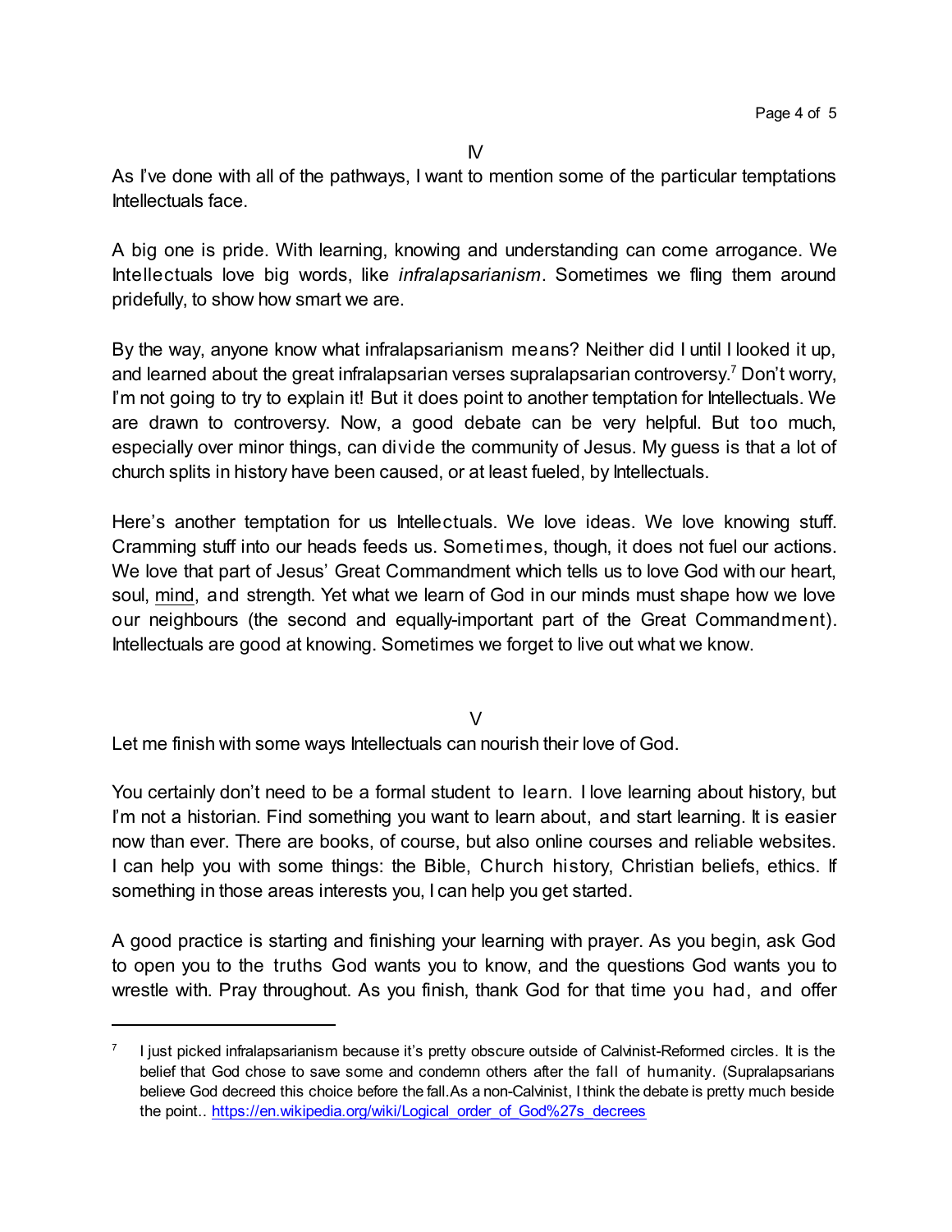IV

As I've done with all of the pathways, I want to mention some of the particular temptations Intellectuals face.

A big one is pride. With learning, knowing and understanding can come arrogance. We Intellectuals love big words, like *infralapsarianism*. Sometimes we fling them around pridefully, to show how smart we are.

By the way, anyone know what infralapsarianism means? Neither did I until I looked it up, and learned about the great infralapsarian verses supralapsarian controversy.[7] Don't worry, I'm not going to try to explain it! But it does point to another temptation for Intellectuals. We are drawn to controversy. Now, a good debate can be very helpful. But too much, especially over minor things, can divide the community of Jesus. My guess is that a lot of church splits in history have been caused, or at least fueled, by Intellectuals.

Here's another temptation for us Intellectuals. We love ideas. We love knowing stuff. Cramming stuff into our heads feeds us. Sometimes, though, it does not fuel our actions. We love that part of Jesus' Great Commandment which tells us to love God with our heart, soul, <u>mind</u>, and strength. Yet what we learn of God in our minds must shape how we love our neighbours (the second and equally-important part of the Great Commandment). Intellectuals are good at knowing. Sometimes we forget to live out what we know.

V

Let me finish with some ways Intellectuals can nourish their love of God.

You certainly don't need to be a formal student to learn. I love learning about history, but I'm not a historian. Find something you want to learn about, and start learning. It is easier now than ever. There are books, of course, but also online courses and reliable websites. I can help you with some things: the Bible, Church history, Christian beliefs, ethics. If something in those areas interests you, I can help you get started.

A good practice is starting and finishing your learning with prayer. As you begin, ask God to open you to the truths God wants you to know, and the questions God wants you to wrestle with. Pray throughout. As you finish, thank God for that time you had, and offer

---

[7] I just picked infralapsarianism because it's pretty obscure outside of Calvinist-Reformed circles. It is the belief that God chose to save some and condemn others after the fall of humanity. (Supralapsarians believe God decreed this choice before the fall.As a non-Calvinist, I think the debate is pretty much beside the point.. https://en.wikipedia.org/wiki/Logical_order_of_God%27s_decrees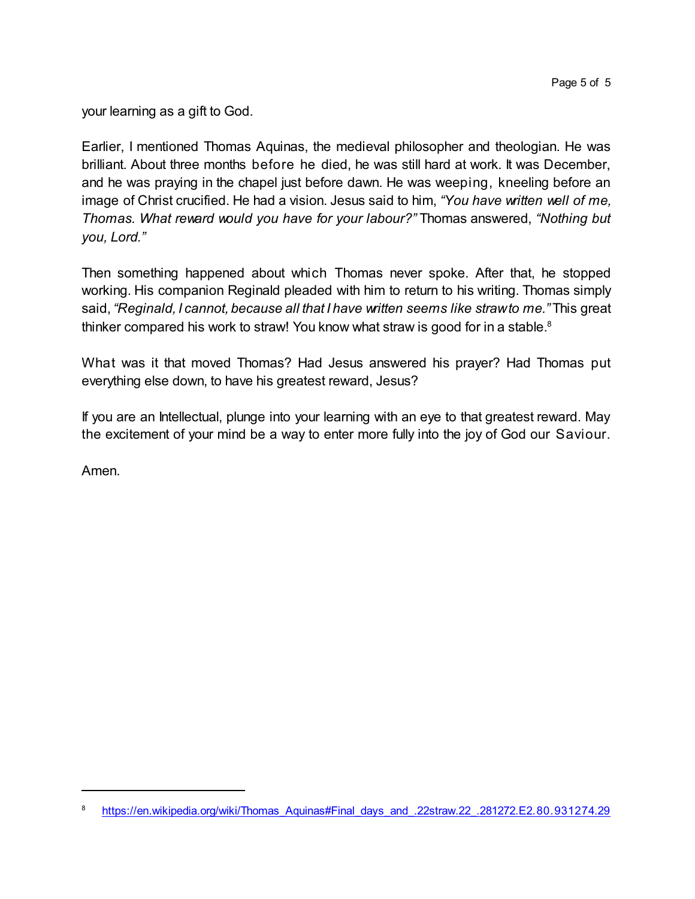your learning as a gift to God.

Earlier, I mentioned Thomas Aquinas, the medieval philosopher and theologian. He was brilliant. About three months before he died, he was still hard at work. It was December, and he was praying in the chapel just before dawn. He was weeping, kneeling before an image of Christ crucified. He had a vision. Jesus said to him, *"You have written well of me, Thomas. What reward would you have for your labour?"* Thomas answered, *"Nothing but you, Lord."*

Then something happened about which Thomas never spoke. After that, he stopped working. His companion Reginald pleaded with him to return to his writing. Thomas simply said, *"Reginald, I cannot, because all that I have written seems like straw to me."* This great thinker compared his work to straw! You know what straw is good for in a stable.[8]

What was it that moved Thomas? Had Jesus answered his prayer? Had Thomas put everything else down, to have his greatest reward, Jesus?

If you are an Intellectual, plunge into your learning with an eye to that greatest reward. May the excitement of your mind be a way to enter more fully into the joy of God our Saviour.

Amen.

---

[8] https://en.wikipedia.org/wiki/Thomas_Aquinas#Final_days_and_.22straw.22_.281272.E2.80.931274.29